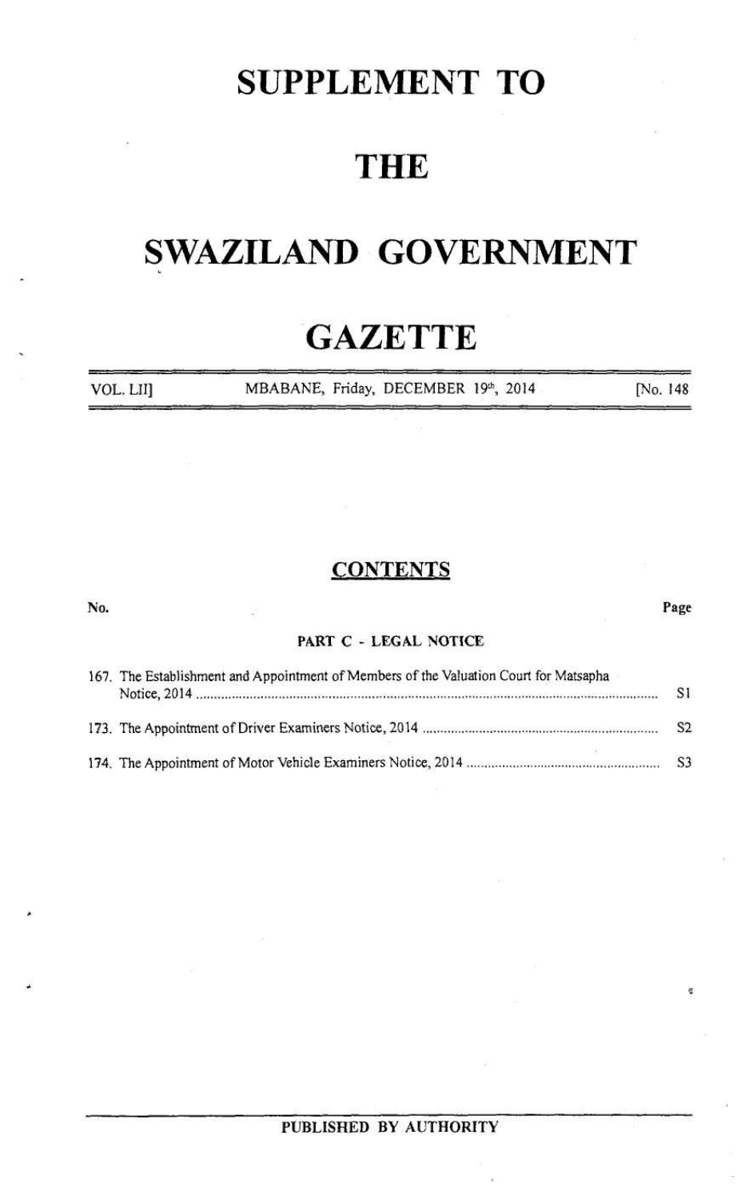# SUPPLEMENT TO

# THE

# SWAZILAND GOVERNMENT

# GAZETTE

VOL. LII] MBABANE, Friday, DECEMBER 19th, 2014 [No. 148

## CONTENTS

| No. | | Page |
|---|---|---|
| | **PART C - LEGAL NOTICE** | |
| 167. | The Establishment and Appointment of Members of the Valuation Court for Matsapha Notice, 2014 | S1 |
| 173. | The Appointment of Driver Examiners Notice, 2014 | S2 |
| 174. | The Appointment of Motor Vehicle Examiners Notice, 2014 | S3 |

PUBLISHED BY AUTHORITY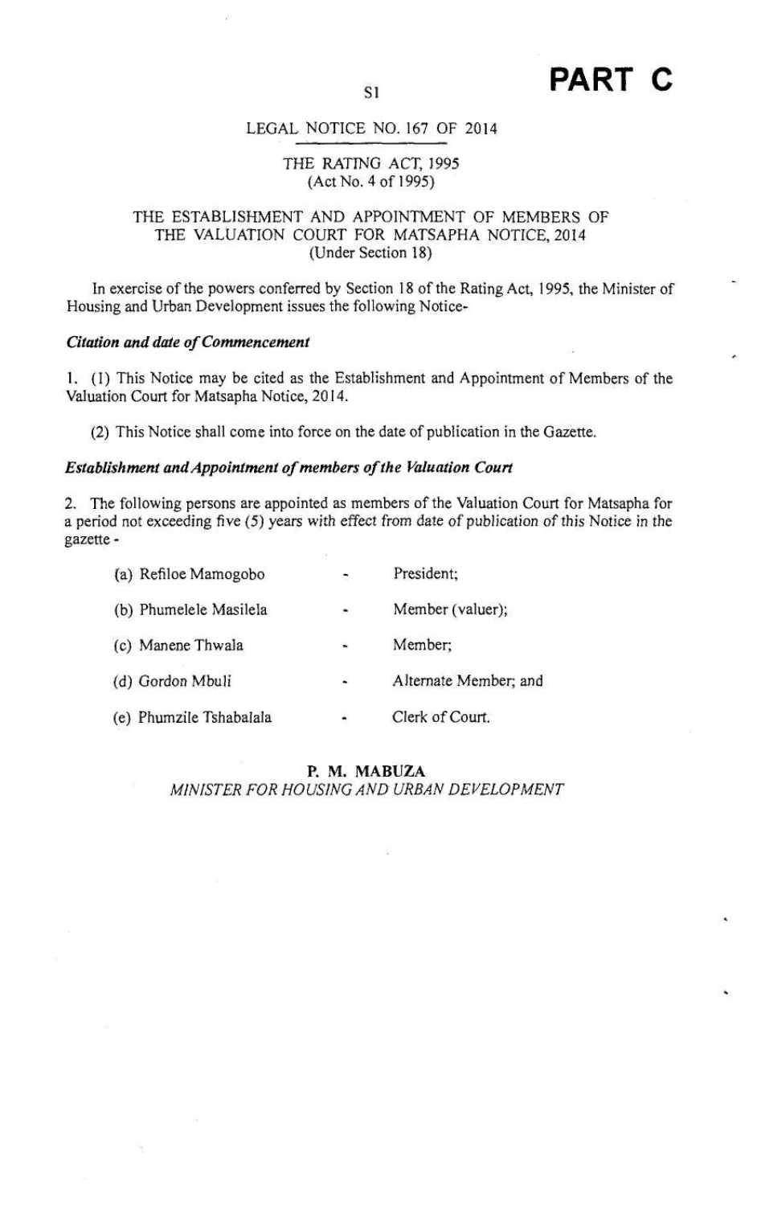# PART C

LEGAL NOTICE NO. 167 OF 2014

THE RATING ACT, 1995
(Act No. 4 of 1995)

THE ESTABLISHMENT AND APPOINTMENT OF MEMBERS OF THE VALUATION COURT FOR MATSAPHA NOTICE, 2014
(Under Section 18)

In exercise of the powers conferred by Section 18 of the Rating Act, 1995, the Minister of Housing and Urban Development issues the following Notice-

***Citation and date of Commencement***

1. (1) This Notice may be cited as the Establishment and Appointment of Members of the Valuation Court for Matsapha Notice, 2014.

(2) This Notice shall come into force on the date of publication in the Gazette.

***Establishment and Appointment of members of the Valuation Court***

2. The following persons are appointed as members of the Valuation Court for Matsapha for a period not exceeding five (5) years with effect from date of publication of this Notice in the gazette -

(a) Refiloe Mamogobo - President;

(b) Phumelele Masilela - Member (valuer);

(c) Manene Thwala - Member;

(d) Gordon Mbuli - Alternate Member; and

(e) Phumzile Tshabalala - Clerk of Court.

**P. M. MABUZA**
*MINISTER FOR HOUSING AND URBAN DEVELOPMENT*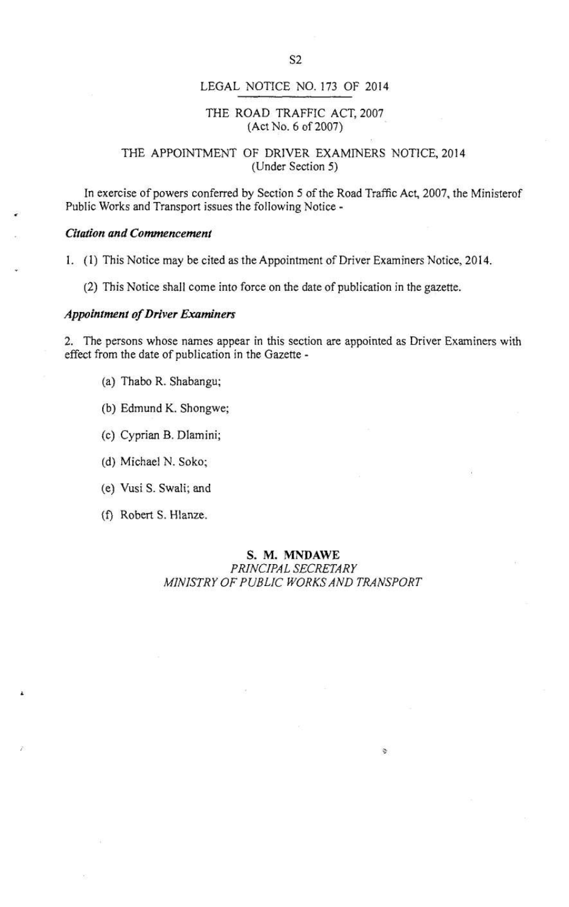## LEGAL NOTICE NO. 173 OF 2014

### THE ROAD TRAFFIC ACT, 2007
(Act No. 6 of 2007)

### THE APPOINTMENT OF DRIVER EXAMINERS NOTICE, 2014
(Under Section 5)

In exercise of powers conferred by Section 5 of the Road Traffic Act, 2007, the Ministerof Public Works and Transport issues the following Notice -

***Citation and Commencement***

1. (1) This Notice may be cited as the Appointment of Driver Examiners Notice, 2014.

(2) This Notice shall come into force on the date of publication in the gazette.

***Appointment of Driver Examiners***

2. The persons whose names appear in this section are appointed as Driver Examiners with effect from the date of publication in the Gazette -

(a) Thabo R. Shabangu;

(b) Edmund K. Shongwe;

(c) Cyprian B. Dlamini;

(d) Michael N. Soko;

(e) Vusi S. Swali; and

(f) Robert S. Hlanze.

**S. M. MNDAWE**
*PRINCIPAL SECRETARY*
*MINISTRY OF PUBLIC WORKS AND TRANSPORT*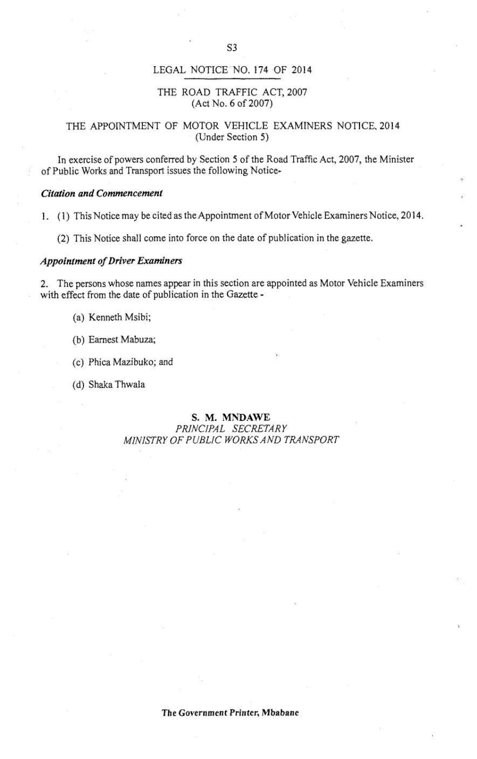LEGAL NOTICE NO. 174 OF 2014

THE ROAD TRAFFIC ACT, 2007
(Act No. 6 of 2007)

THE APPOINTMENT OF MOTOR VEHICLE EXAMINERS NOTICE, 2014
(Under Section 5)

In exercise of powers conferred by Section 5 of the Road Traffic Act, 2007, the Minister of Public Works and Transport issues the following Notice-

***Citation and Commencement***

1. (1) This Notice may be cited as the Appointment of Motor Vehicle Examiners Notice, 2014.

(2) This Notice shall come into force on the date of publication in the gazette.

***Appointment of Driver Examiners***

2. The persons whose names appear in this section are appointed as Motor Vehicle Examiners with effect from the date of publication in the Gazette -

(a) Kenneth Msibi;

(b) Earnest Mabuza;

(c) Phica Mazibuko; and

(d) Shaka Thwala

**S. M. MNDAWE**
*PRINCIPAL SECRETARY*
*MINISTRY OF PUBLIC WORKS AND TRANSPORT*

**The Government Printer, Mbabane**